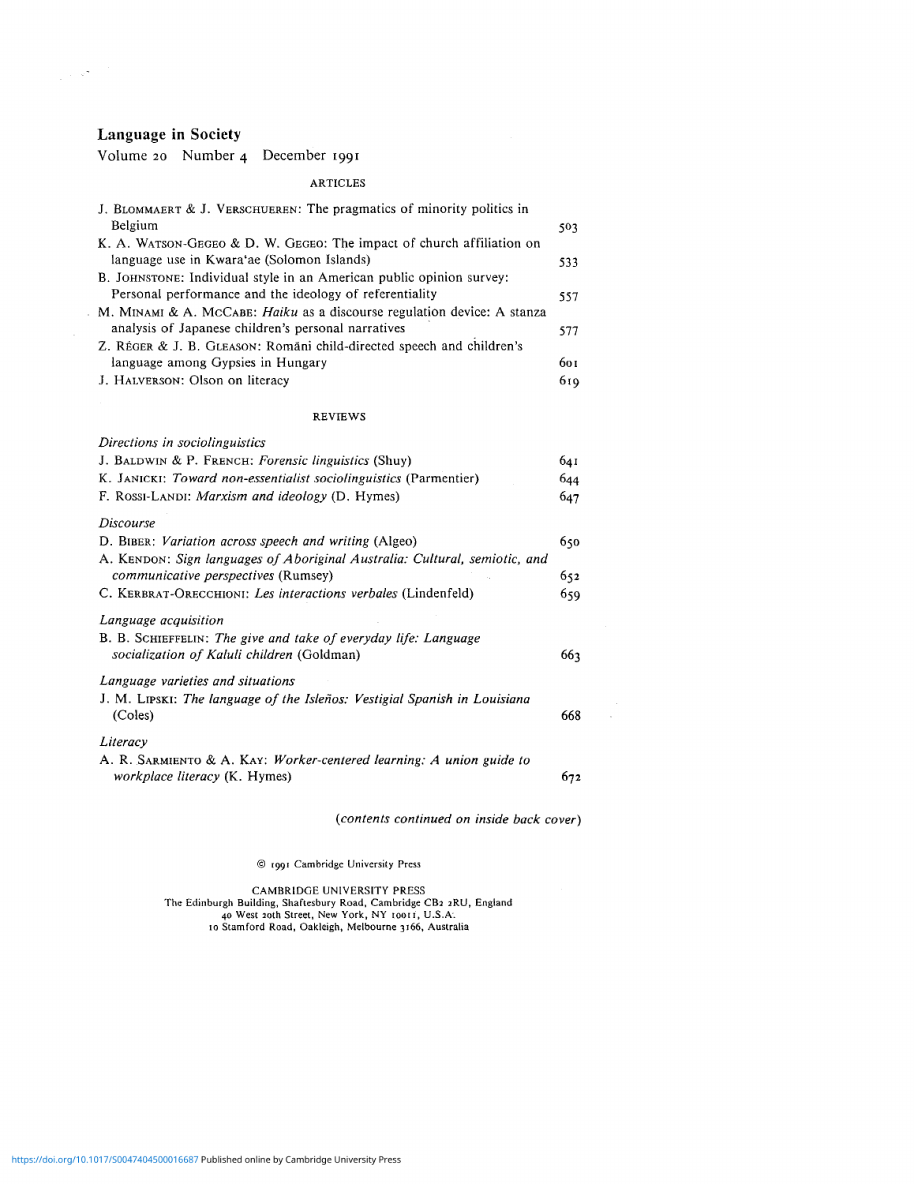# Language in Society

Volume 20 Number 4 December 1991

## ARTICLES

| | |
|---|---|
| J. Blommaert & J. Verschueren: The pragmatics of minority politics in Belgium | 503 |
| K. A. Watson-Gegeo & D. W. Gegeo: The impact of church affiliation on language use in Kwara'ae (Solomon Islands) | 533 |
| B. Johnstone: Individual style in an American public opinion survey: Personal performance and the ideology of referentiality | 557 |
| M. Minami & A. McCabe: *Haiku* as a discourse regulation device: A stanza analysis of Japanese children's personal narratives | 577 |
| Z. Réger & J. B. Gleason: Romāni child-directed speech and children's language among Gypsies in Hungary | 601 |
| J. Halverson: Olson on literacy | 619 |

## REVIEWS

*Directions in sociolinguistics*

| | |
|---|---|
| J. Baldwin & P. French: *Forensic linguistics* (Shuy) | 641 |
| K. Janicki: *Toward non-essentialist sociolinguistics* (Parmentier) | 644 |
| F. Rossi-Landi: *Marxism and ideology* (D. Hymes) | 647 |

*Discourse*

| | |
|---|---|
| D. Biber: *Variation across speech and writing* (Algeo) | 650 |
| A. Kendon: *Sign languages of Aboriginal Australia: Cultural, semiotic, and communicative perspectives* (Rumsey) | 652 |
| C. Kerbrat-Orecchioni: *Les interactions verbales* (Lindenfeld) | 659 |

*Language acquisition*

| | |
|---|---|
| B. B. Schieffelin: *The give and take of everyday life: Language socialization of Kaluli children* (Goldman) | 663 |

*Language varieties and situations*

| | |
|---|---|
| J. M. Lipski: *The language of the Isleños: Vestigial Spanish in Louisiana* (Coles) | 668 |

*Literacy*

| | |
|---|---|
| A. R. Sarmiento & A. Kay: *Worker-centered learning: A union guide to workplace literacy* (K. Hymes) | 672 |

*(contents continued on inside back cover)*

© 1991 Cambridge University Press

CAMBRIDGE UNIVERSITY PRESS
The Edinburgh Building, Shaftesbury Road, Cambridge CB2 2RU, England
40 West 20th Street, New York, NY 10011, U.S.A.
10 Stamford Road, Oakleigh, Melbourne 3166, Australia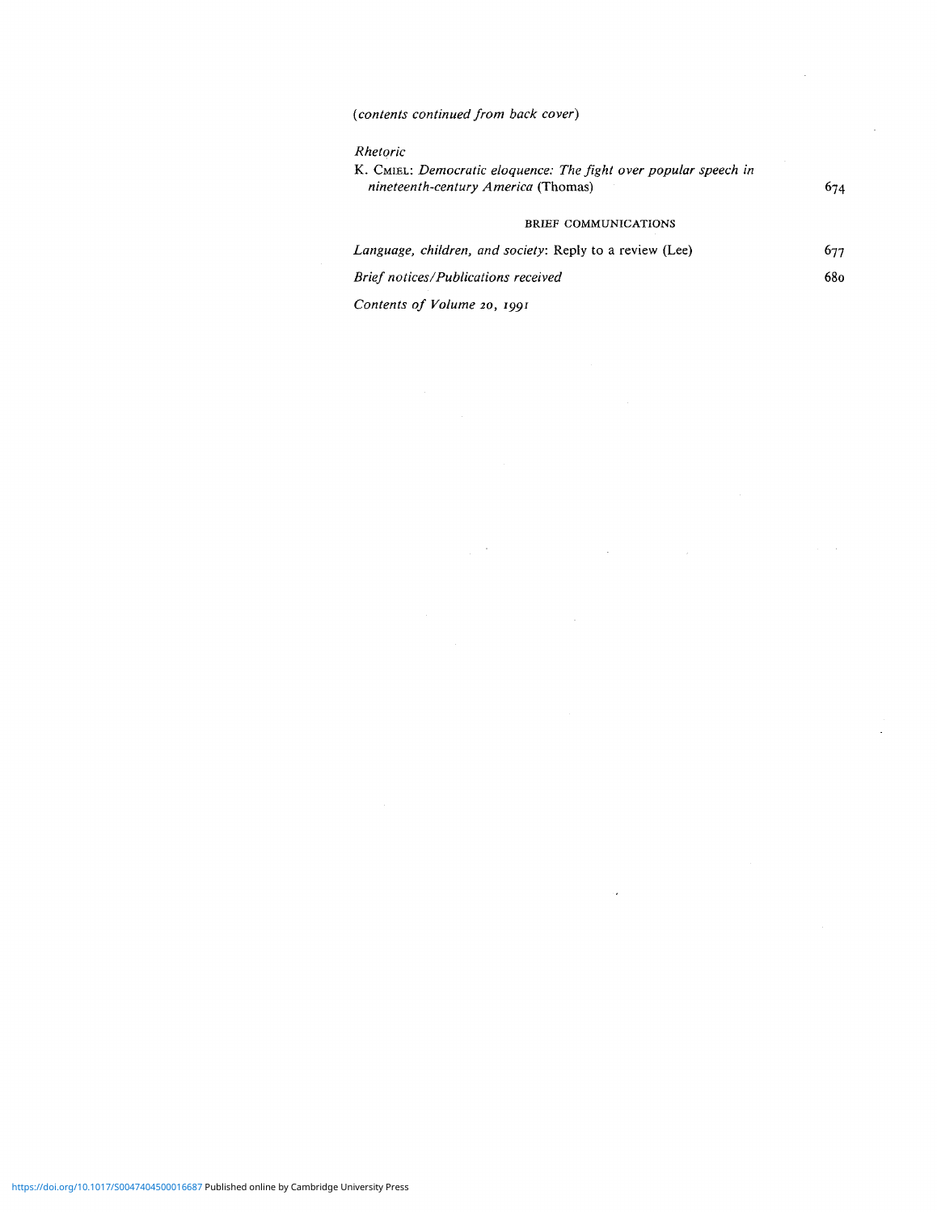*(contents continued from back cover)*

*Rhetoric*

K. Cmiel: *Democratic eloquence: The fight over popular speech in nineteenth-century America* (Thomas) 674

BRIEF COMMUNICATIONS

*Language, children, and society*: Reply to a review (Lee) 677

*Brief notices/Publications received* 680

*Contents of Volume 20, 1991*

https://doi.org/10.1017/S0047404500016687 Published online by Cambridge University Press